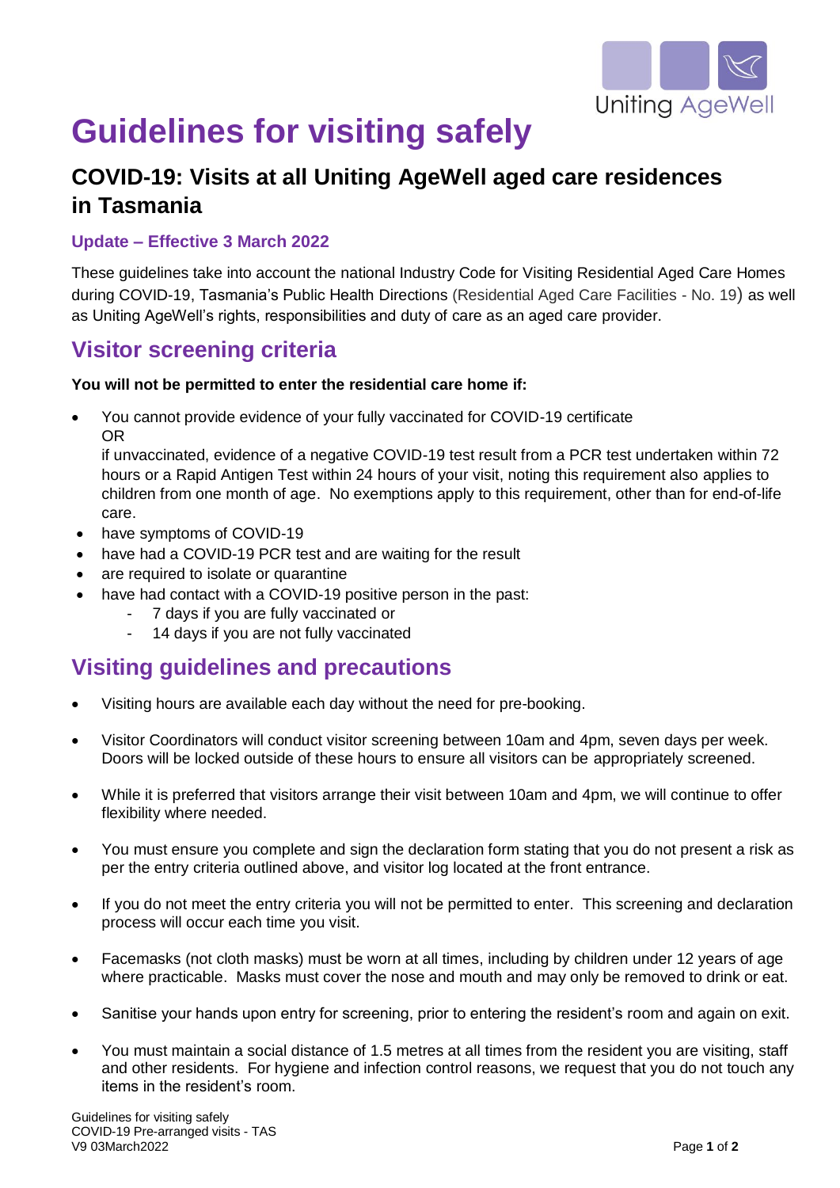# Guidelines for visiting safely

## COVID-19: Visits at all Uniting AgeWell aged care residences in Tasmania

### Update – Effective 3 March 2022

These guidelines take into account the national Industry Code for Visiting Residential Aged Care Homes during COVID-19, Tasmania's Public Health Directions (Residential Aged Care Facilities - No. 19) as well as Uniting AgeWell's rights, responsibilities and duty of care as an aged care provider.

## Visitor screening criteria

**You will not be permitted to enter the residential care home if:**

- You cannot provide evidence of your fully vaccinated for COVID-19 certificate
  OR
  if unvaccinated, evidence of a negative COVID-19 test result from a PCR test undertaken within 72 hours or a Rapid Antigen Test within 24 hours of your visit, noting this requirement also applies to children from one month of age. No exemptions apply to this requirement, other than for end-of-life care.
- have symptoms of COVID-19
- have had a COVID-19 PCR test and are waiting for the result
- are required to isolate or quarantine
- have had contact with a COVID-19 positive person in the past:
  - 7 days if you are fully vaccinated or
  - 14 days if you are not fully vaccinated

## Visiting guidelines and precautions

- Visiting hours are available each day without the need for pre-booking.
- Visitor Coordinators will conduct visitor screening between 10am and 4pm, seven days per week. Doors will be locked outside of these hours to ensure all visitors can be appropriately screened.
- While it is preferred that visitors arrange their visit between 10am and 4pm, we will continue to offer flexibility where needed.
- You must ensure you complete and sign the declaration form stating that you do not present a risk as per the entry criteria outlined above, and visitor log located at the front entrance.
- If you do not meet the entry criteria you will not be permitted to enter. This screening and declaration process will occur each time you visit.
- Facemasks (not cloth masks) must be worn at all times, including by children under 12 years of age where practicable. Masks must cover the nose and mouth and may only be removed to drink or eat.
- Sanitise your hands upon entry for screening, prior to entering the resident's room and again on exit.
- You must maintain a social distance of 1.5 metres at all times from the resident you are visiting, staff and other residents. For hygiene and infection control reasons, we request that you do not touch any items in the resident's room.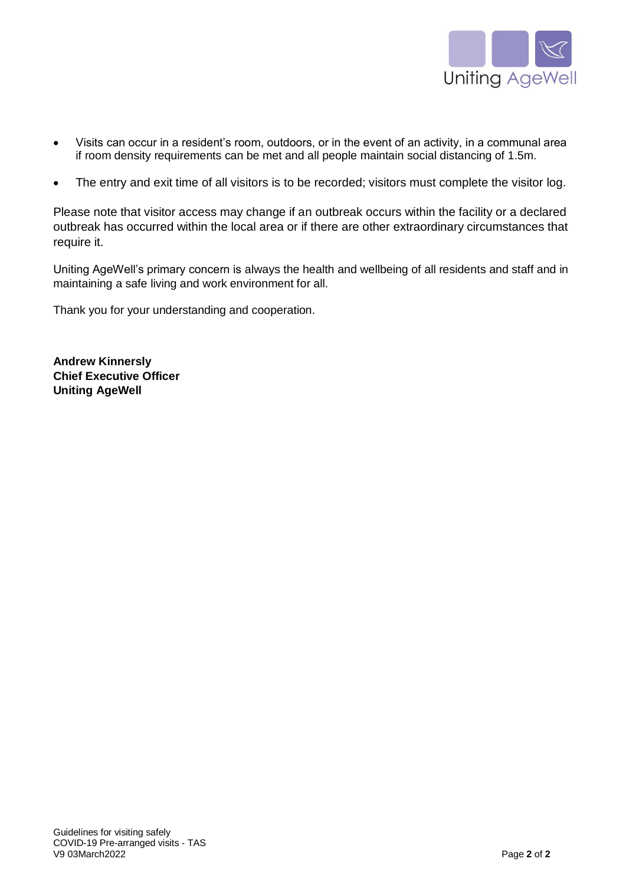- Visits can occur in a resident's room, outdoors, or in the event of an activity, in a communal area if room density requirements can be met and all people maintain social distancing of 1.5m.
- The entry and exit time of all visitors is to be recorded; visitors must complete the visitor log.

Please note that visitor access may change if an outbreak occurs within the facility or a declared outbreak has occurred within the local area or if there are other extraordinary circumstances that require it.

Uniting AgeWell's primary concern is always the health and wellbeing of all residents and staff and in maintaining a safe living and work environment for all.

Thank you for your understanding and cooperation.

**Andrew Kinnersly**
**Chief Executive Officer**
**Uniting AgeWell**